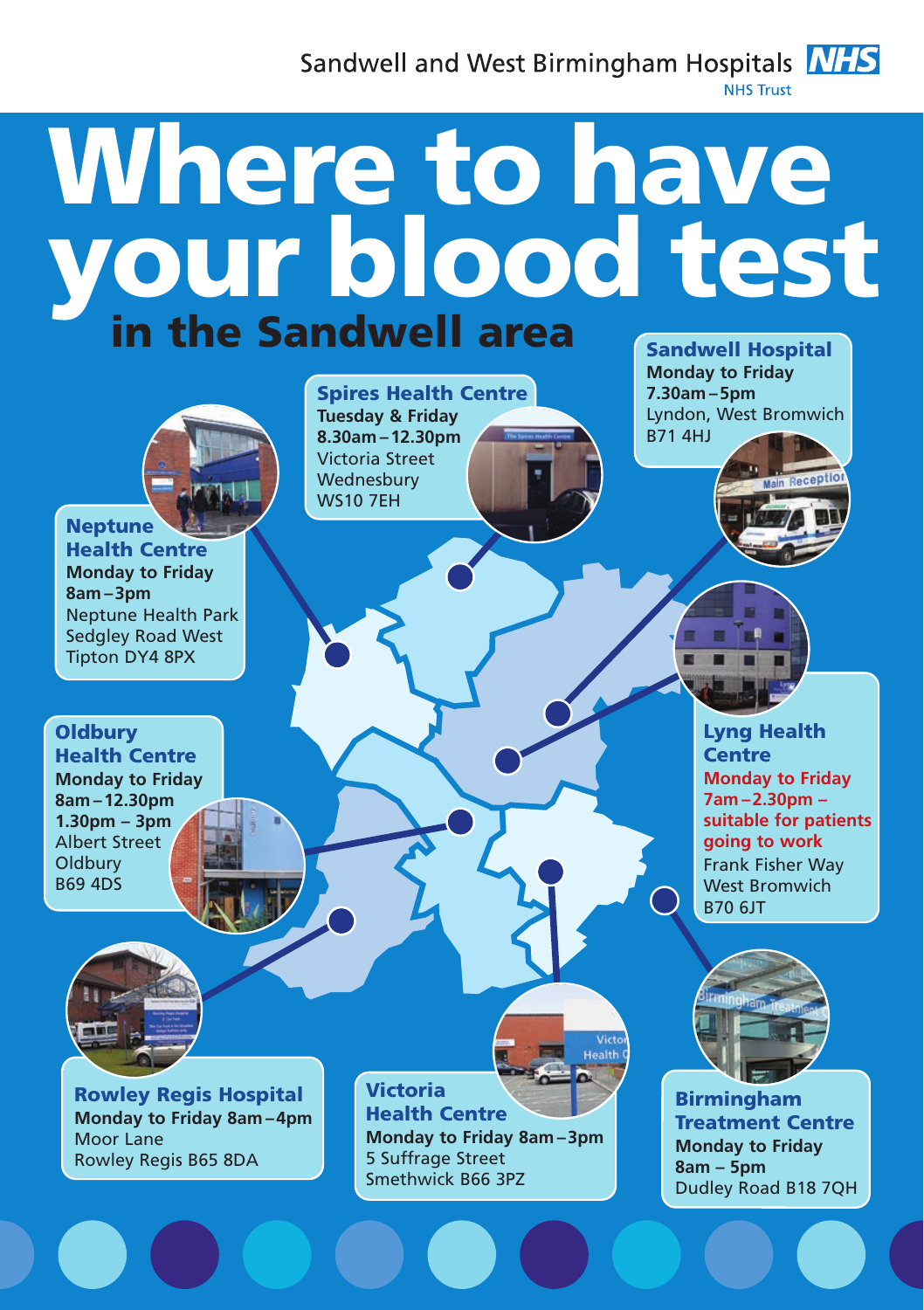Sandwell and West Birmingham Hospitals NHS Trust

# Where to have your blood test

## in the Sandwell area

### Sandwell Hospital
**Monday to Friday**
**7.30am – 5pm**
Lyndon, West Bromwich
B71 4HJ

### Spires Health Centre
**Tuesday & Friday**
**8.30am – 12.30pm**
Victoria Street
Wednesbury
WS10 7EH

### Neptune Health Centre
**Monday to Friday**
**8am – 3pm**
Neptune Health Park
Sedgley Road West
Tipton DY4 8PX

### Oldbury Health Centre
**Monday to Friday**
**8am – 12.30pm**
**1.30pm – 3pm**
Albert Street
Oldbury
B69 4DS

### Lyng Health Centre
**Monday to Friday**
**7am – 2.30pm – suitable for patients going to work**
Frank Fisher Way
West Bromwich
B70 6JT

### Rowley Regis Hospital
**Monday to Friday 8am – 4pm**
Moor Lane
Rowley Regis B65 8DA

### Victoria Health Centre
**Monday to Friday 8am – 3pm**
5 Suffrage Street
Smethwick B66 3PZ

### Birmingham Treatment Centre
**Monday to Friday**
**8am – 5pm**
Dudley Road B18 7QH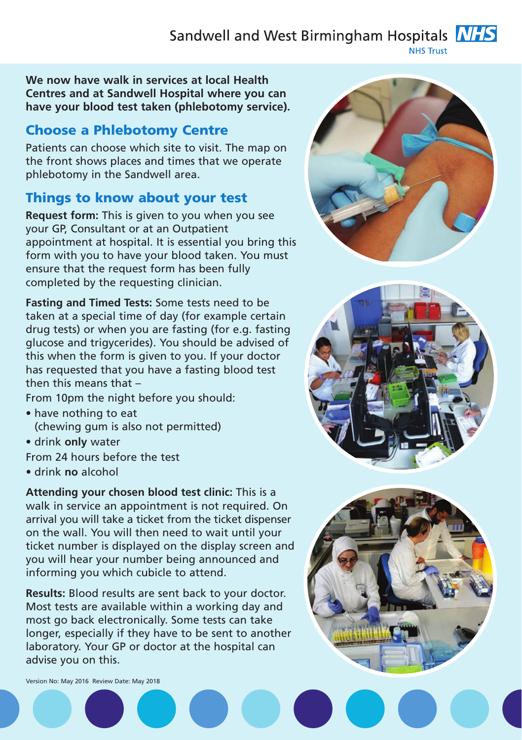We now have walk in services at local Health Centres and at Sandwell Hospital where you can have your blood test taken (phlebotomy service).

## Choose a Phlebotomy Centre

Patients can choose which site to visit. The map on the front shows places and times that we operate phlebotomy in the Sandwell area.

## Things to know about your test

**Request form:** This is given to you when you see your GP, Consultant or at an Outpatient appointment at hospital. It is essential you bring this form with you to have your blood taken. You must ensure that the request form has been fully completed by the requesting clinician.

**Fasting and Timed Tests:** Some tests need to be taken at a special time of day (for example certain drug tests) or when you are fasting (for e.g. fasting glucose and trigycerides). You should be advised of this when the form is given to you. If your doctor has requested that you have a fasting blood test then this means that –

From 10pm the night before you should:

- have nothing to eat (chewing gum is also not permitted)
- drink **only** water

From 24 hours before the test

- drink **no** alcohol

**Attending your chosen blood test clinic:** This is a walk in service an appointment is not required. On arrival you will take a ticket from the ticket dispenser on the wall. You will then need to wait until your ticket number is displayed on the display screen and you will hear your number being announced and informing you which cubicle to attend.

**Results:** Blood results are sent back to your doctor. Most tests are available within a working day and most go back electronically. Some tests can take longer, especially if they have to be sent to another laboratory. Your GP or doctor at the hospital can advise you on this.

Version No: May 2016 Review Date: May 2018